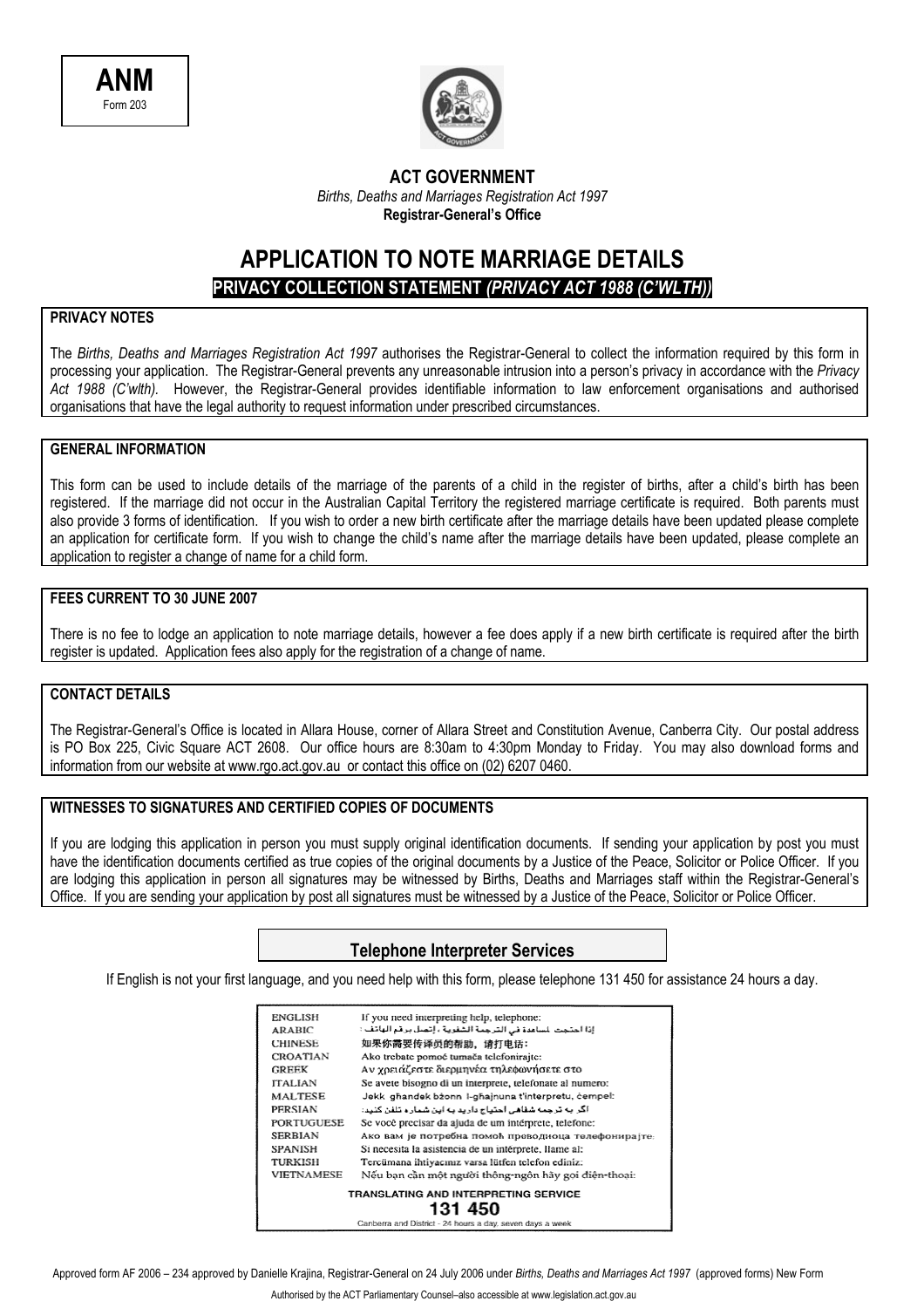**ANM**
Form 203

**ACT GOVERNMENT**
*Births, Deaths and Marriages Registration Act 1997*
**Registrar-General's Office**

# APPLICATION TO NOTE MARRIAGE DETAILS

## PRIVACY COLLECTION STATEMENT *(PRIVACY ACT 1988 (C'WLTH))*

### PRIVACY NOTES

The *Births, Deaths and Marriages Registration Act 1997* authorises the Registrar-General to collect the information required by this form in processing your application. The Registrar-General prevents any unreasonable intrusion into a person's privacy in accordance with the *Privacy Act 1988 (C'wlth)*. However, the Registrar-General provides identifiable information to law enforcement organisations and authorised organisations that have the legal authority to request information under prescribed circumstances.

### GENERAL INFORMATION

This form can be used to include details of the marriage of the parents of a child in the register of births, after a child's birth has been registered. If the marriage did not occur in the Australian Capital Territory the registered marriage certificate is required. Both parents must also provide 3 forms of identification. If you wish to order a new birth certificate after the marriage details have been updated please complete an application for certificate form. If you wish to change the child's name after the marriage details have been updated, please complete an application to register a change of name for a child form.

### FEES CURRENT TO 30 JUNE 2007

There is no fee to lodge an application to note marriage details, however a fee does apply if a new birth certificate is required after the birth register is updated. Application fees also apply for the registration of a change of name.

### CONTACT DETAILS

The Registrar-General's Office is located in Allara House, corner of Allara Street and Constitution Avenue, Canberra City. Our postal address is PO Box 225, Civic Square ACT 2608. Our office hours are 8:30am to 4:30pm Monday to Friday. You may also download forms and information from our website at www.rgo.act.gov.au or contact this office on (02) 6207 0460.

### WITNESSES TO SIGNATURES AND CERTIFIED COPIES OF DOCUMENTS

If you are lodging this application in person you must supply original identification documents. If sending your application by post you must have the identification documents certified as true copies of the original documents by a Justice of the Peace, Solicitor or Police Officer. If you are lodging this application in person all signatures may be witnessed by Births, Deaths and Marriages staff within the Registrar-General's Office. If you are sending your application by post all signatures must be witnessed by a Justice of the Peace, Solicitor or Police Officer.

### Telephone Interpreter Services

If English is not your first language, and you need help with this form, please telephone 131 450 for assistance 24 hours a day.

| | |
|---|---|
| ENGLISH | If you need interpreting help, telephone: |
| ARABIC | إذا احتجت لمساعدة في الترجمة الشفوية ، إتصل برقم الهاتف : |
| CHINESE | 如果你需要传译员的帮助，请打电话： |
| CROATIAN | Ako trebate pomoć tumača telefonirajte: |
| GREEK | Αν χρειάζεστε διερμηνέα τηλεφωνήσετε στο |
| ITALIAN | Se avete bisogno di un interprete, telefonate al numero: |
| MALTESE | Jekk għandek bżonn l-għajnuna t'interpretu, ċempel: |
| PERSIAN | اگر به ترجمه شفاهی احتیاج دارید به این شماره تلفن کنید: |
| PORTUGUESE | Se você precisar da ajuda de um intérprete, telefone: |
| SERBIAN | Ако вам је потребна помоћ преводиоца телефонирајте: |
| SPANISH | Si necesita la asistencia de un intérprete, llame al: |
| TURKISH | Tercümana ihtiyacınız varsa lütfen telefon ediniz: |
| VIETNAMESE | Nếu bạn cần một người thông-ngôn hãy gọi điện-thoại: |

**TRANSLATING AND INTERPRETING SERVICE**
**131 450**
Canberra and District - 24 hours a day, seven days a week

Approved form AF 2006 – 234 approved by Danielle Krajina, Registrar-General on 24 July 2006 under *Births, Deaths and Marriages Act 1997* (approved forms) New Form

Authorised by the ACT Parliamentary Counsel–also accessible at www.legislation.act.gov.au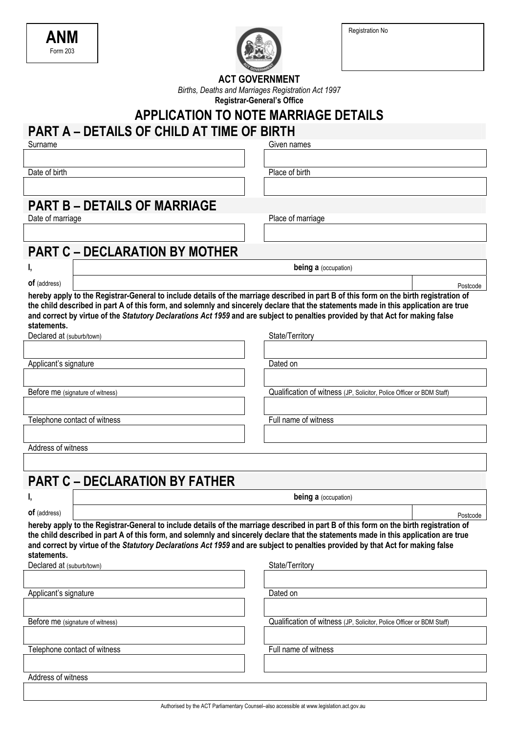**ANM**
Form 203

Registration No

**ACT GOVERNMENT**

*Births, Deaths and Marriages Registration Act 1997*

**Registrar-General's Office**

# APPLICATION TO NOTE MARRIAGE DETAILS

## PART A – DETAILS OF CHILD AT TIME OF BIRTH

| Surname | Given names |
|---|---|
| | |
| Date of birth | Place of birth |
| | |

## PART B – DETAILS OF MARRIAGE

| Date of marriage | Place of marriage |
|---|---|
| | |

## PART C – DECLARATION BY MOTHER

**I,** **being a** (occupation)

**of** (address) Postcode

**hereby apply to the Registrar-General to include details of the marriage described in part B of this form on the birth registration of the child described in part A of this form, and solemnly and sincerely declare that the statements made in this application are true and correct by virtue of the *Statutory Declarations Act 1959* and are subject to penalties provided by that Act for making false statements.**

| Declared at (suburb/town) | State/Territory |
|---|---|
| | |
| Applicant's signature | Dated on |
| | |
| Before me (signature of witness) | Qualification of witness (JP, Solicitor, Police Officer or BDM Staff) |
| | |
| Telephone contact of witness | Full name of witness |
| | |

Address of witness

## PART C – DECLARATION BY FATHER

**I,** **being a** (occupation)

**of** (address) Postcode

**hereby apply to the Registrar-General to include details of the marriage described in part B of this form on the birth registration of the child described in part A of this form, and solemnly and sincerely declare that the statements made in this application are true and correct by virtue of the *Statutory Declarations Act 1959* and are subject to penalties provided by that Act for making false statements.**

| Declared at (suburb/town) | State/Territory |
|---|---|
| | |
| Applicant's signature | Dated on |
| | |
| Before me (signature of witness) | Qualification of witness (JP, Solicitor, Police Officer or BDM Staff) |
| | |
| Telephone contact of witness | Full name of witness |
| | |

Address of witness

Authorised by the ACT Parliamentary Counsel–also accessible at www.legislation.act.gov.au